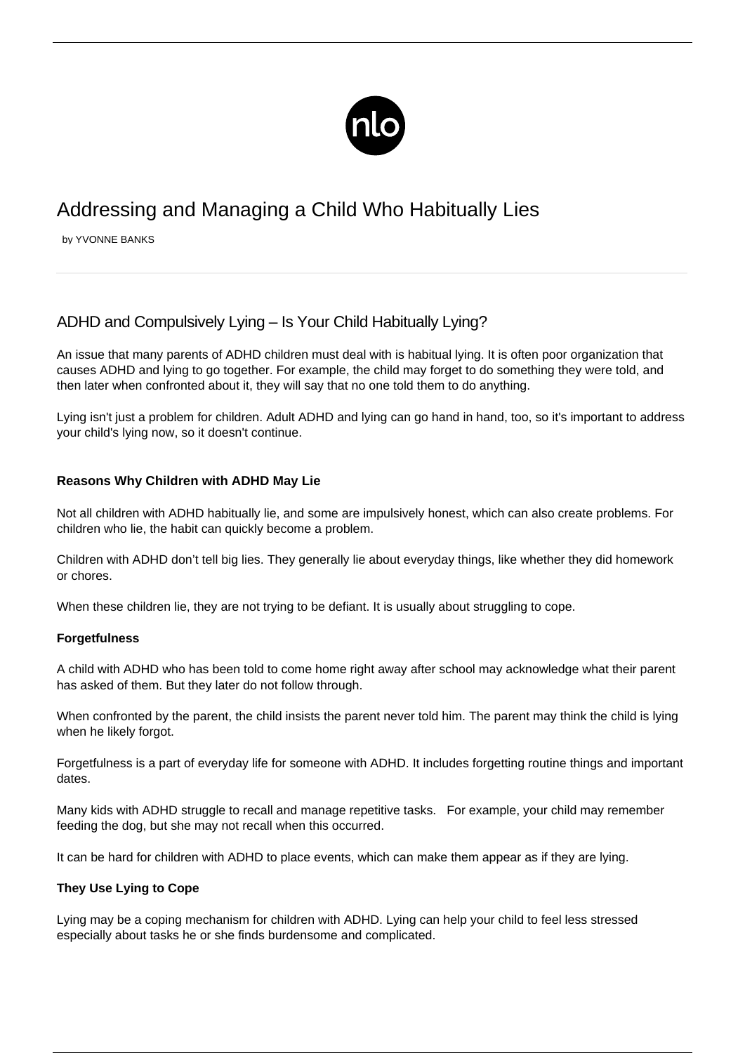# Addressing and Managing a Child Who Habitually Lies

by YVONNE BANKS

## ADHD and Compulsively Lying – Is Your Child Habitually Lying?

An issue that many parents of ADHD children must deal with is habitual lying. It is often poor organization that causes ADHD and lying to go together. For example, the child may forget to do something they were told, and then later when confronted about it, they will say that no one told them to do anything.

Lying isn't just a problem for children. Adult ADHD and lying can go hand in hand, too, so it's important to address your child's lying now, so it doesn't continue.

### Reasons Why Children with ADHD May Lie

Not all children with ADHD habitually lie, and some are impulsively honest, which can also create problems. For children who lie, the habit can quickly become a problem.

Children with ADHD don't tell big lies. They generally lie about everyday things, like whether they did homework or chores.

When these children lie, they are not trying to be defiant. It is usually about struggling to cope.

#### Forgetfulness

A child with ADHD who has been told to come home right away after school may acknowledge what their parent has asked of them. But they later do not follow through.

When confronted by the parent, the child insists the parent never told him. The parent may think the child is lying when he likely forgot.

Forgetfulness is a part of everyday life for someone with ADHD. It includes forgetting routine things and important dates.

Many kids with ADHD struggle to recall and manage repetitive tasks. For example, your child may remember feeding the dog, but she may not recall when this occurred.

It can be hard for children with ADHD to place events, which can make them appear as if they are lying.

#### They Use Lying to Cope

Lying may be a coping mechanism for children with ADHD. Lying can help your child to feel less stressed especially about tasks he or she finds burdensome and complicated.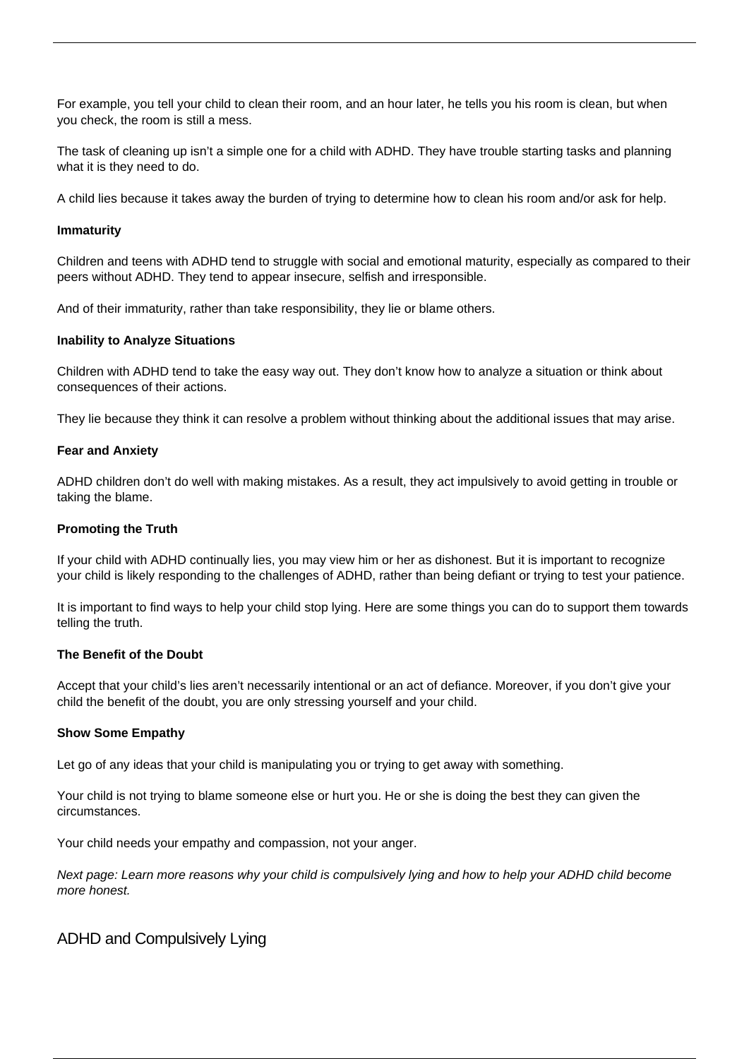For example, you tell your child to clean their room, and an hour later, he tells you his room is clean, but when you check, the room is still a mess.

The task of cleaning up isn’t a simple one for a child with ADHD. They have trouble starting tasks and planning what it is they need to do.

A child lies because it takes away the burden of trying to determine how to clean his room and/or ask for help.

**Immaturity**

Children and teens with ADHD tend to struggle with social and emotional maturity, especially as compared to their peers without ADHD. They tend to appear insecure, selfish and irresponsible.

And of their immaturity, rather than take responsibility, they lie or blame others.

**Inability to Analyze Situations**

Children with ADHD tend to take the easy way out. They don’t know how to analyze a situation or think about consequences of their actions.

They lie because they think it can resolve a problem without thinking about the additional issues that may arise.

**Fear and Anxiety**

ADHD children don’t do well with making mistakes. As a result, they act impulsively to avoid getting in trouble or taking the blame.

**Promoting the Truth**

If your child with ADHD continually lies, you may view him or her as dishonest. But it is important to recognize your child is likely responding to the challenges of ADHD, rather than being defiant or trying to test your patience.

It is important to find ways to help your child stop lying. Here are some things you can do to support them towards telling the truth.

**The Benefit of the Doubt**

Accept that your child’s lies aren’t necessarily intentional or an act of defiance. Moreover, if you don’t give your child the benefit of the doubt, you are only stressing yourself and your child.

**Show Some Empathy**

Let go of any ideas that your child is manipulating you or trying to get away with something.

Your child is not trying to blame someone else or hurt you. He or she is doing the best they can given the circumstances.

Your child needs your empathy and compassion, not your anger.

*Next page: Learn more reasons why your child is compulsively lying and how to help your ADHD child become more honest.*

## ADHD and Compulsively Lying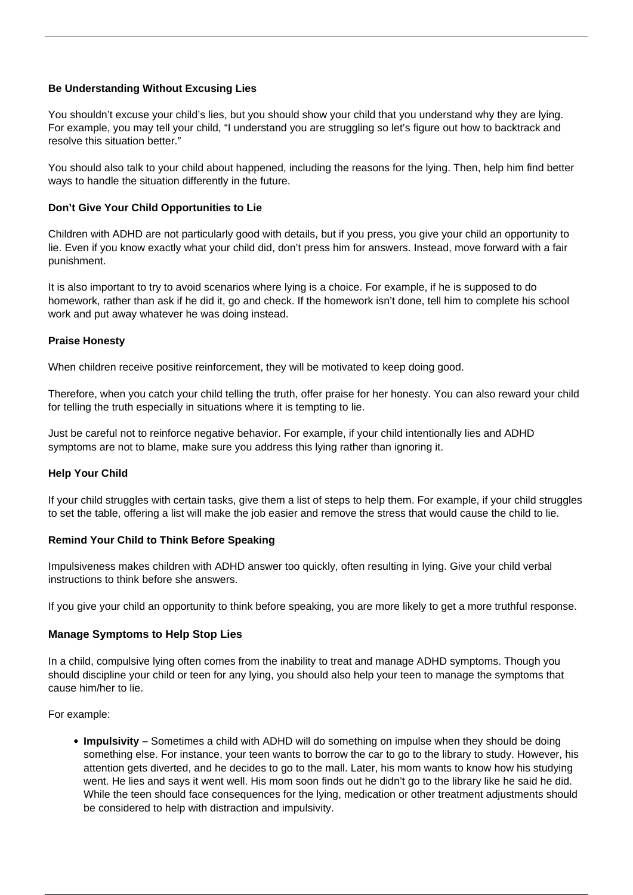### Be Understanding Without Excusing Lies

You shouldn't excuse your child's lies, but you should show your child that you understand why they are lying. For example, you may tell your child, "I understand you are struggling so let's figure out how to backtrack and resolve this situation better."

You should also talk to your child about happened, including the reasons for the lying. Then, help him find better ways to handle the situation differently in the future.

### Don't Give Your Child Opportunities to Lie

Children with ADHD are not particularly good with details, but if you press, you give your child an opportunity to lie. Even if you know exactly what your child did, don't press him for answers. Instead, move forward with a fair punishment.

It is also important to try to avoid scenarios where lying is a choice. For example, if he is supposed to do homework, rather than ask if he did it, go and check. If the homework isn't done, tell him to complete his school work and put away whatever he was doing instead.

### Praise Honesty

When children receive positive reinforcement, they will be motivated to keep doing good.

Therefore, when you catch your child telling the truth, offer praise for her honesty. You can also reward your child for telling the truth especially in situations where it is tempting to lie.

Just be careful not to reinforce negative behavior. For example, if your child intentionally lies and ADHD symptoms are not to blame, make sure you address this lying rather than ignoring it.

### Help Your Child

If your child struggles with certain tasks, give them a list of steps to help them. For example, if your child struggles to set the table, offering a list will make the job easier and remove the stress that would cause the child to lie.

### Remind Your Child to Think Before Speaking

Impulsiveness makes children with ADHD answer too quickly, often resulting in lying. Give your child verbal instructions to think before she answers.

If you give your child an opportunity to think before speaking, you are more likely to get a more truthful response.

### Manage Symptoms to Help Stop Lies

In a child, compulsive lying often comes from the inability to treat and manage ADHD symptoms. Though you should discipline your child or teen for any lying, you should also help your teen to manage the symptoms that cause him/her to lie.

For example:

- **Impulsivity –** Sometimes a child with ADHD will do something on impulse when they should be doing something else. For instance, your teen wants to borrow the car to go to the library to study. However, his attention gets diverted, and he decides to go to the mall. Later, his mom wants to know how his studying went. He lies and says it went well. His mom soon finds out he didn't go to the library like he said he did. While the teen should face consequences for the lying, medication or other treatment adjustments should be considered to help with distraction and impulsivity.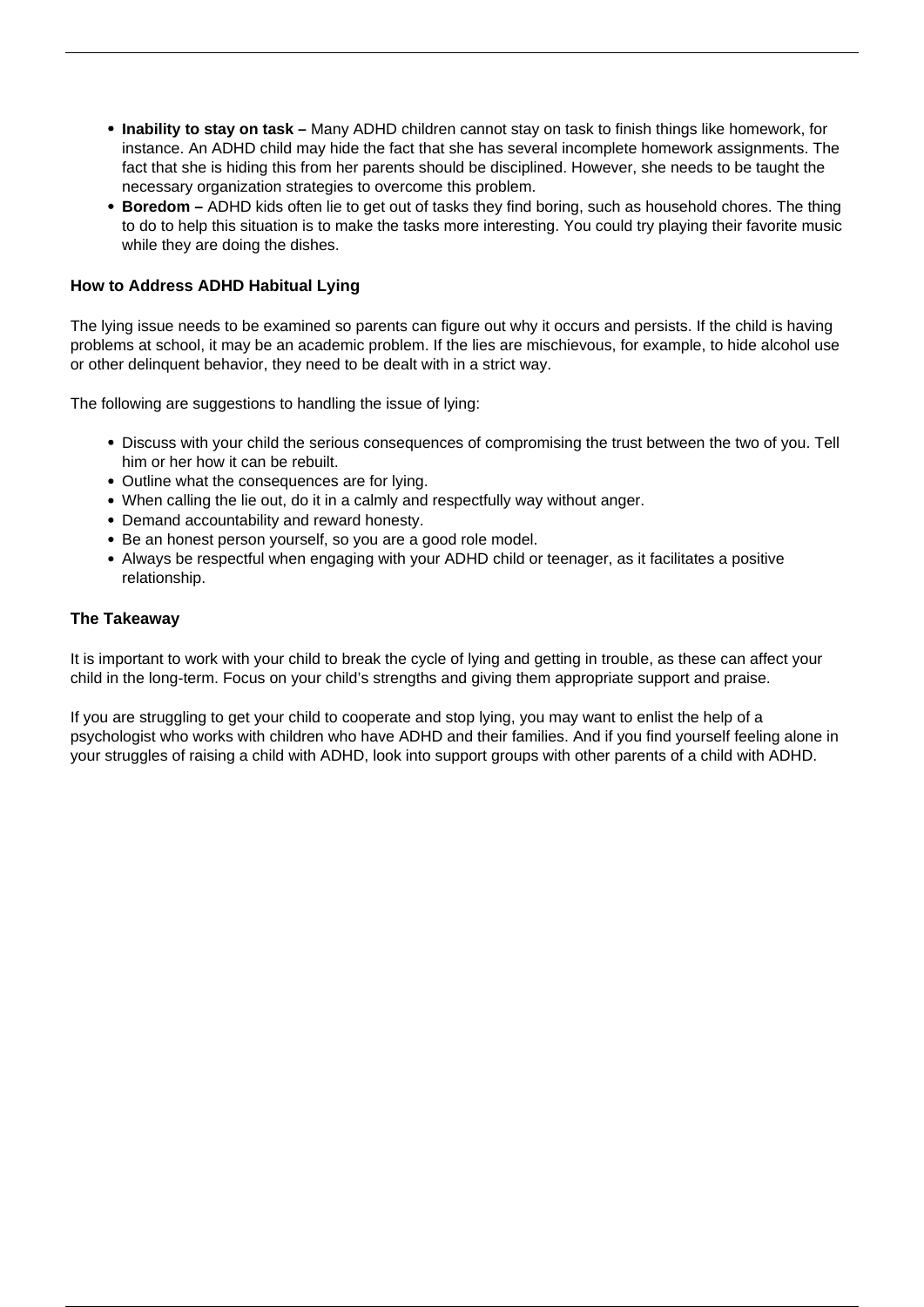- **Inability to stay on task –** Many ADHD children cannot stay on task to finish things like homework, for instance. An ADHD child may hide the fact that she has several incomplete homework assignments. The fact that she is hiding this from her parents should be disciplined. However, she needs to be taught the necessary organization strategies to overcome this problem.
- **Boredom –** ADHD kids often lie to get out of tasks they find boring, such as household chores. The thing to do to help this situation is to make the tasks more interesting. You could try playing their favorite music while they are doing the dishes.

### How to Address ADHD Habitual Lying

The lying issue needs to be examined so parents can figure out why it occurs and persists. If the child is having problems at school, it may be an academic problem. If the lies are mischievous, for example, to hide alcohol use or other delinquent behavior, they need to be dealt with in a strict way.

The following are suggestions to handling the issue of lying:

- Discuss with your child the serious consequences of compromising the trust between the two of you. Tell him or her how it can be rebuilt.
- Outline what the consequences are for lying.
- When calling the lie out, do it in a calmly and respectfully way without anger.
- Demand accountability and reward honesty.
- Be an honest person yourself, so you are a good role model.
- Always be respectful when engaging with your ADHD child or teenager, as it facilitates a positive relationship.

### The Takeaway

It is important to work with your child to break the cycle of lying and getting in trouble, as these can affect your child in the long-term. Focus on your child's strengths and giving them appropriate support and praise.

If you are struggling to get your child to cooperate and stop lying, you may want to enlist the help of a psychologist who works with children who have ADHD and their families. And if you find yourself feeling alone in your struggles of raising a child with ADHD, look into support groups with other parents of a child with ADHD.